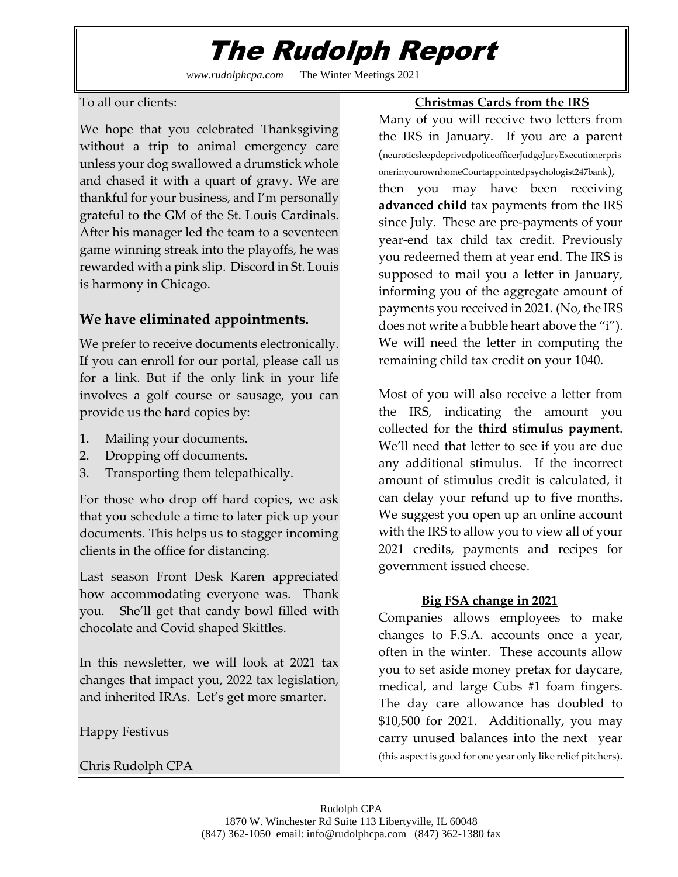# The Rudolph Report

*www.rudolphcpa.com* The Winter Meetings 2021

To all our clients:

We hope that you celebrated Thanksgiving without a trip to animal emergency care unless your dog swallowed a drumstick whole and chased it with a quart of gravy. We are thankful for your business, and I'm personally grateful to the GM of the St. Louis Cardinals. After his manager led the team to a seventeen game winning streak into the playoffs, he was rewarded with a pink slip. Discord in St. Louis is harmony in Chicago.

## We have eliminated appointments.

We prefer to receive documents electronically. If you can enroll for our portal, please call us for a link. But if the only link in your life involves a golf course or sausage, you can provide us the hard copies by:

1. Mailing your documents.
2. Dropping off documents.
3. Transporting them telepathically.

For those who drop off hard copies, we ask that you schedule a time to later pick up your documents. This helps us to stagger incoming clients in the office for distancing.

Last season Front Desk Karen appreciated how accommodating everyone was. Thank you. She'll get that candy bowl filled with chocolate and Covid shaped Skittles.

In this newsletter, we will look at 2021 tax changes that impact you, 2022 tax legislation, and inherited IRAs. Let's get more smarter.

Happy Festivus

Chris Rudolph CPA

### Christmas Cards from the IRS

Many of you will receive two letters from the IRS in January. If you are a parent (neuroticsleepdeprivedpoliceofficerJudgeJuryExecutionerprisonerinyourownhomeCourtappointedpsychologist247bank), then you may have been receiving **advanced child** tax payments from the IRS since July. These are pre-payments of your year-end tax child tax credit. Previously you redeemed them at year end. The IRS is supposed to mail you a letter in January, informing you of the aggregate amount of payments you received in 2021. (No, the IRS does not write a bubble heart above the "i"). We will need the letter in computing the remaining child tax credit on your 1040.

Most of you will also receive a letter from the IRS, indicating the amount you collected for the **third stimulus payment**. We'll need that letter to see if you are due any additional stimulus. If the incorrect amount of stimulus credit is calculated, it can delay your refund up to five months. We suggest you open up an online account with the IRS to allow you to view all of your 2021 credits, payments and recipes for government issued cheese.

### Big FSA change in 2021

Companies allows employees to make changes to F.S.A. accounts once a year, often in the winter. These accounts allow you to set aside money pretax for daycare, medical, and large Cubs #1 foam fingers. The day care allowance has doubled to $10,500 for 2021. Additionally, you may carry unused balances into the next year (this aspect is good for one year only like relief pitchers).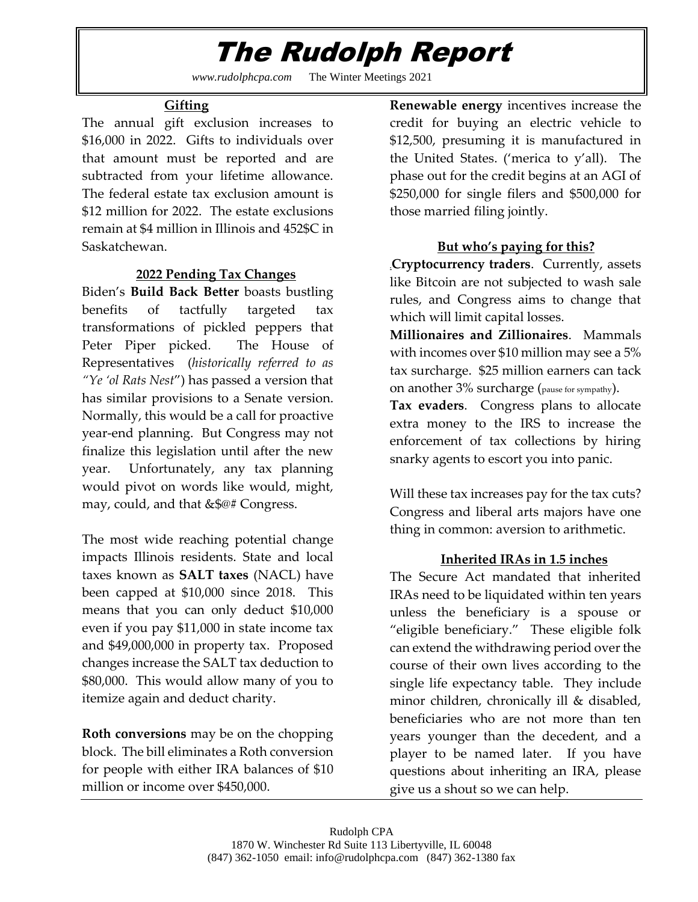# The Rudolph Report

*www.rudolphcpa.com* The Winter Meetings 2021

## Gifting

The annual gift exclusion increases to $16,000 in 2022. Gifts to individuals over that amount must be reported and are subtracted from your lifetime allowance. The federal estate tax exclusion amount is $12 million for 2022. The estate exclusions remain at $4 million in Illinois and 452$C in Saskatchewan.

## 2022 Pending Tax Changes

Biden's **Build Back Better** boasts bustling benefits of tactfully targeted tax transformations of pickled peppers that Peter Piper picked. The House of Representatives (*historically referred to as "Ye 'ol Rats Nest*") has passed a version that has similar provisions to a Senate version. Normally, this would be a call for proactive year-end planning. But Congress may not finalize this legislation until after the new year. Unfortunately, any tax planning would pivot on words like would, might, may, could, and that &$@# Congress.

The most wide reaching potential change impacts Illinois residents. State and local taxes known as **SALT taxes** (NACL) have been capped at $10,000 since 2018. This means that you can only deduct $10,000 even if you pay $11,000 in state income tax and $49,000,000 in property tax. Proposed changes increase the SALT tax deduction to $80,000. This would allow many of you to itemize again and deduct charity.

**Roth conversions** may be on the chopping block. The bill eliminates a Roth conversion for people with either IRA balances of $10 million or income over $450,000.

**Renewable energy** incentives increase the credit for buying an electric vehicle to $12,500, presuming it is manufactured in the United States. ('merica to y'all). The phase out for the credit begins at an AGI of $250,000 for single filers and $500,000 for those married filing jointly.

## But who's paying for this?

**Cryptocurrency traders**. Currently, assets like Bitcoin are not subjected to wash sale rules, and Congress aims to change that which will limit capital losses.

**Millionaires and Zillionaires**. Mammals with incomes over $10 million may see a 5% tax surcharge. $25 million earners can tack on another 3% surcharge (pause for sympathy).

**Tax evaders**. Congress plans to allocate extra money to the IRS to increase the enforcement of tax collections by hiring snarky agents to escort you into panic.

Will these tax increases pay for the tax cuts? Congress and liberal arts majors have one thing in common: aversion to arithmetic.

## Inherited IRAs in 1.5 inches

The Secure Act mandated that inherited IRAs need to be liquidated within ten years unless the beneficiary is a spouse or "eligible beneficiary." These eligible folk can extend the withdrawing period over the course of their own lives according to the single life expectancy table. They include minor children, chronically ill & disabled, beneficiaries who are not more than ten years younger than the decedent, and a player to be named later. If you have questions about inheriting an IRA, please give us a shout so we can help.

Rudolph CPA
1870 W. Winchester Rd Suite 113 Libertyville, IL 60048
(847) 362-1050 email: info@rudolphcpa.com (847) 362-1380 fax